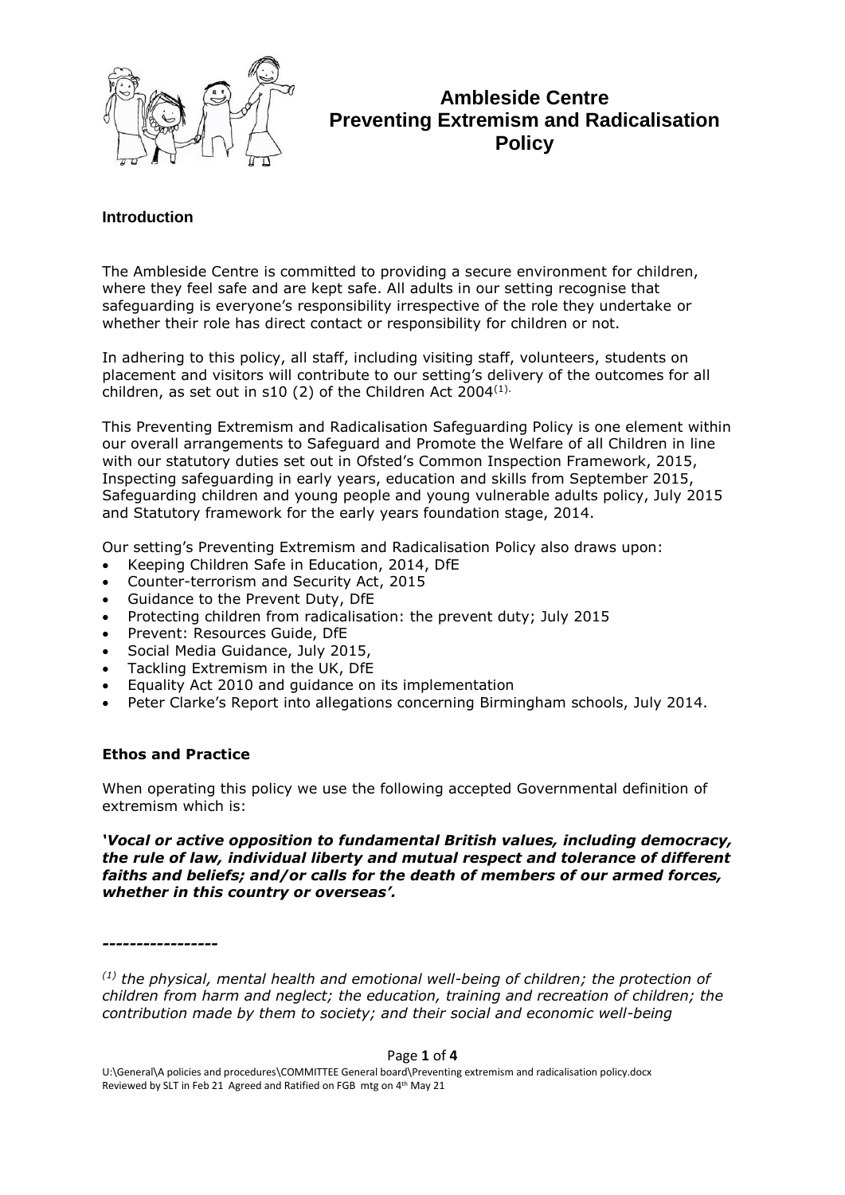# Ambleside Centre Preventing Extremism and Radicalisation Policy

## Introduction

The Ambleside Centre is committed to providing a secure environment for children, where they feel safe and are kept safe. All adults in our setting recognise that safeguarding is everyone's responsibility irrespective of the role they undertake or whether their role has direct contact or responsibility for children or not.

In adhering to this policy, all staff, including visiting staff, volunteers, students on placement and visitors will contribute to our setting's delivery of the outcomes for all children, as set out in s10 (2) of the Children Act 2004[(1).]

This Preventing Extremism and Radicalisation Safeguarding Policy is one element within our overall arrangements to Safeguard and Promote the Welfare of all Children in line with our statutory duties set out in Ofsted's Common Inspection Framework, 2015, Inspecting safeguarding in early years, education and skills from September 2015, Safeguarding children and young people and young vulnerable adults policy, July 2015 and Statutory framework for the early years foundation stage, 2014.

Our setting's Preventing Extremism and Radicalisation Policy also draws upon:

- Keeping Children Safe in Education, 2014, DfE
- Counter-terrorism and Security Act, 2015
- Guidance to the Prevent Duty, DfE
- Protecting children from radicalisation: the prevent duty; July 2015
- Prevent: Resources Guide, DfE
- Social Media Guidance, July 2015,
- Tackling Extremism in the UK, DfE
- Equality Act 2010 and guidance on its implementation
- Peter Clarke's Report into allegations concerning Birmingham schools, July 2014.

## Ethos and Practice

When operating this policy we use the following accepted Governmental definition of extremism which is:

***'Vocal or active opposition to fundamental British values, including democracy, the rule of law, individual liberty and mutual respect and tolerance of different faiths and beliefs; and/or calls for the death of members of our armed forces, whether in this country or overseas'.***

-----------------

*(1) the physical, mental health and emotional well-being of children; the protection of children from harm and neglect; the education, training and recreation of children; the contribution made by them to society; and their social and economic well-being*

U:\General\A policies and procedures\COMMITTEE General board\Preventing extremism and radicalisation policy.docx
Reviewed by SLT in Feb 21 Agreed and Ratified on FGB mtg on 4th May 21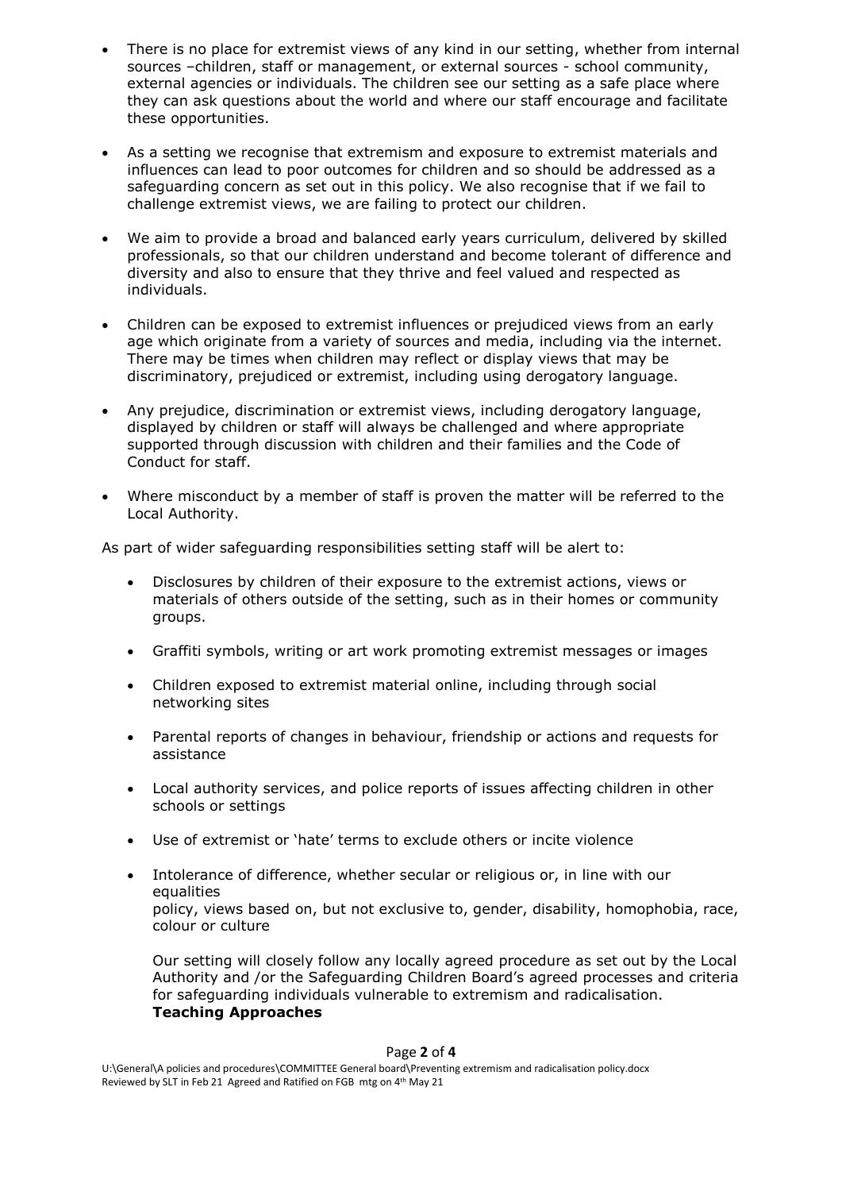- There is no place for extremist views of any kind in our setting, whether from internal sources –children, staff or management, or external sources - school community, external agencies or individuals. The children see our setting as a safe place where they can ask questions about the world and where our staff encourage and facilitate these opportunities.

- As a setting we recognise that extremism and exposure to extremist materials and influences can lead to poor outcomes for children and so should be addressed as a safeguarding concern as set out in this policy. We also recognise that if we fail to challenge extremist views, we are failing to protect our children.

- We aim to provide a broad and balanced early years curriculum, delivered by skilled professionals, so that our children understand and become tolerant of difference and diversity and also to ensure that they thrive and feel valued and respected as individuals.

- Children can be exposed to extremist influences or prejudiced views from an early age which originate from a variety of sources and media, including via the internet. There may be times when children may reflect or display views that may be discriminatory, prejudiced or extremist, including using derogatory language.

- Any prejudice, discrimination or extremist views, including derogatory language, displayed by children or staff will always be challenged and where appropriate supported through discussion with children and their families and the Code of Conduct for staff.

- Where misconduct by a member of staff is proven the matter will be referred to the Local Authority.

As part of wider safeguarding responsibilities setting staff will be alert to:

- Disclosures by children of their exposure to the extremist actions, views or materials of others outside of the setting, such as in their homes or community groups.

- Graffiti symbols, writing or art work promoting extremist messages or images

- Children exposed to extremist material online, including through social networking sites

- Parental reports of changes in behaviour, friendship or actions and requests for assistance

- Local authority services, and police reports of issues affecting children in other schools or settings

- Use of extremist or 'hate' terms to exclude others or incite violence

- Intolerance of difference, whether secular or religious or, in line with our equalities policy, views based on, but not exclusive to, gender, disability, homophobia, race, colour or culture

Our setting will closely follow any locally agreed procedure as set out by the Local Authority and /or the Safeguarding Children Board's agreed processes and criteria for safeguarding individuals vulnerable to extremism and radicalisation.

**Teaching Approaches**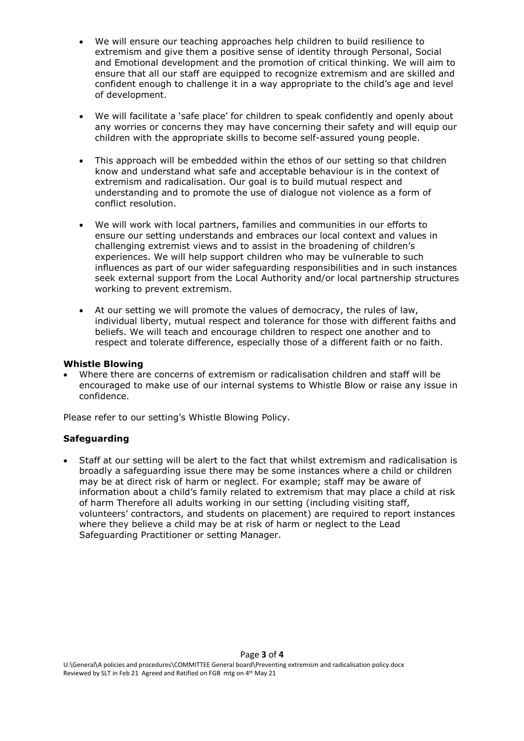- We will ensure our teaching approaches help children to build resilience to extremism and give them a positive sense of identity through Personal, Social and Emotional development and the promotion of critical thinking. We will aim to ensure that all our staff are equipped to recognize extremism and are skilled and confident enough to challenge it in a way appropriate to the child's age and level of development.

- We will facilitate a 'safe place' for children to speak confidently and openly about any worries or concerns they may have concerning their safety and will equip our children with the appropriate skills to become self-assured young people.

- This approach will be embedded within the ethos of our setting so that children know and understand what safe and acceptable behaviour is in the context of extremism and radicalisation. Our goal is to build mutual respect and understanding and to promote the use of dialogue not violence as a form of conflict resolution.

- We will work with local partners, families and communities in our efforts to ensure our setting understands and embraces our local context and values in challenging extremist views and to assist in the broadening of children's experiences. We will help support children who may be vulnerable to such influences as part of our wider safeguarding responsibilities and in such instances seek external support from the Local Authority and/or local partnership structures working to prevent extremism.

- At our setting we will promote the values of democracy, the rules of law, individual liberty, mutual respect and tolerance for those with different faiths and beliefs. We will teach and encourage children to respect one another and to respect and tolerate difference, especially those of a different faith or no faith.

**Whistle Blowing**

- Where there are concerns of extremism or radicalisation children and staff will be encouraged to make use of our internal systems to Whistle Blow or raise any issue in confidence.

Please refer to our setting's Whistle Blowing Policy.

**Safeguarding**

- Staff at our setting will be alert to the fact that whilst extremism and radicalisation is broadly a safeguarding issue there may be some instances where a child or children may be at direct risk of harm or neglect. For example; staff may be aware of information about a child's family related to extremism that may place a child at risk of harm Therefore all adults working in our setting (including visiting staff, volunteers' contractors, and students on placement) are required to report instances where they believe a child may be at risk of harm or neglect to the Lead Safeguarding Practitioner or setting Manager.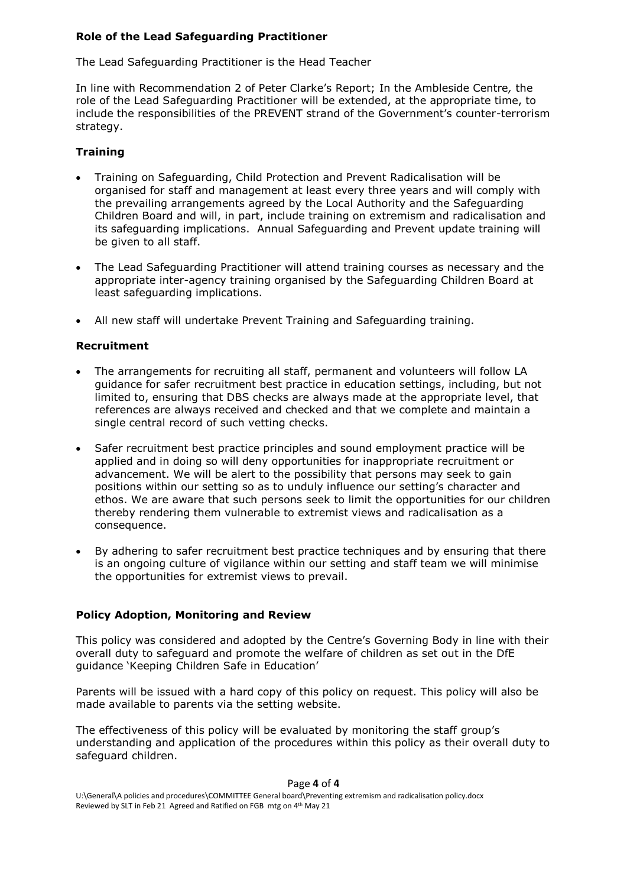### Role of the Lead Safeguarding Practitioner

The Lead Safeguarding Practitioner is the Head Teacher

In line with Recommendation 2 of Peter Clarke's Report; In the Ambleside Centre, the role of the Lead Safeguarding Practitioner will be extended, at the appropriate time, to include the responsibilities of the PREVENT strand of the Government's counter-terrorism strategy.

### Training

- Training on Safeguarding, Child Protection and Prevent Radicalisation will be organised for staff and management at least every three years and will comply with the prevailing arrangements agreed by the Local Authority and the Safeguarding Children Board and will, in part, include training on extremism and radicalisation and its safeguarding implications. Annual Safeguarding and Prevent update training will be given to all staff.
- The Lead Safeguarding Practitioner will attend training courses as necessary and the appropriate inter-agency training organised by the Safeguarding Children Board at least safeguarding implications.
- All new staff will undertake Prevent Training and Safeguarding training.

### Recruitment

- The arrangements for recruiting all staff, permanent and volunteers will follow LA guidance for safer recruitment best practice in education settings, including, but not limited to, ensuring that DBS checks are always made at the appropriate level, that references are always received and checked and that we complete and maintain a single central record of such vetting checks.
- Safer recruitment best practice principles and sound employment practice will be applied and in doing so will deny opportunities for inappropriate recruitment or advancement. We will be alert to the possibility that persons may seek to gain positions within our setting so as to unduly influence our setting's character and ethos. We are aware that such persons seek to limit the opportunities for our children thereby rendering them vulnerable to extremist views and radicalisation as a consequence.
- By adhering to safer recruitment best practice techniques and by ensuring that there is an ongoing culture of vigilance within our setting and staff team we will minimise the opportunities for extremist views to prevail.

### Policy Adoption, Monitoring and Review

This policy was considered and adopted by the Centre's Governing Body in line with their overall duty to safeguard and promote the welfare of children as set out in the DfE guidance 'Keeping Children Safe in Education'

Parents will be issued with a hard copy of this policy on request. This policy will also be made available to parents via the setting website.

The effectiveness of this policy will be evaluated by monitoring the staff group's understanding and application of the procedures within this policy as their overall duty to safeguard children.

U:\General\A policies and procedures\COMMITTEE General board\Preventing extremism and radicalisation policy.docx
Reviewed by SLT in Feb 21 Agreed and Ratified on FGB mtg on 4th May 21